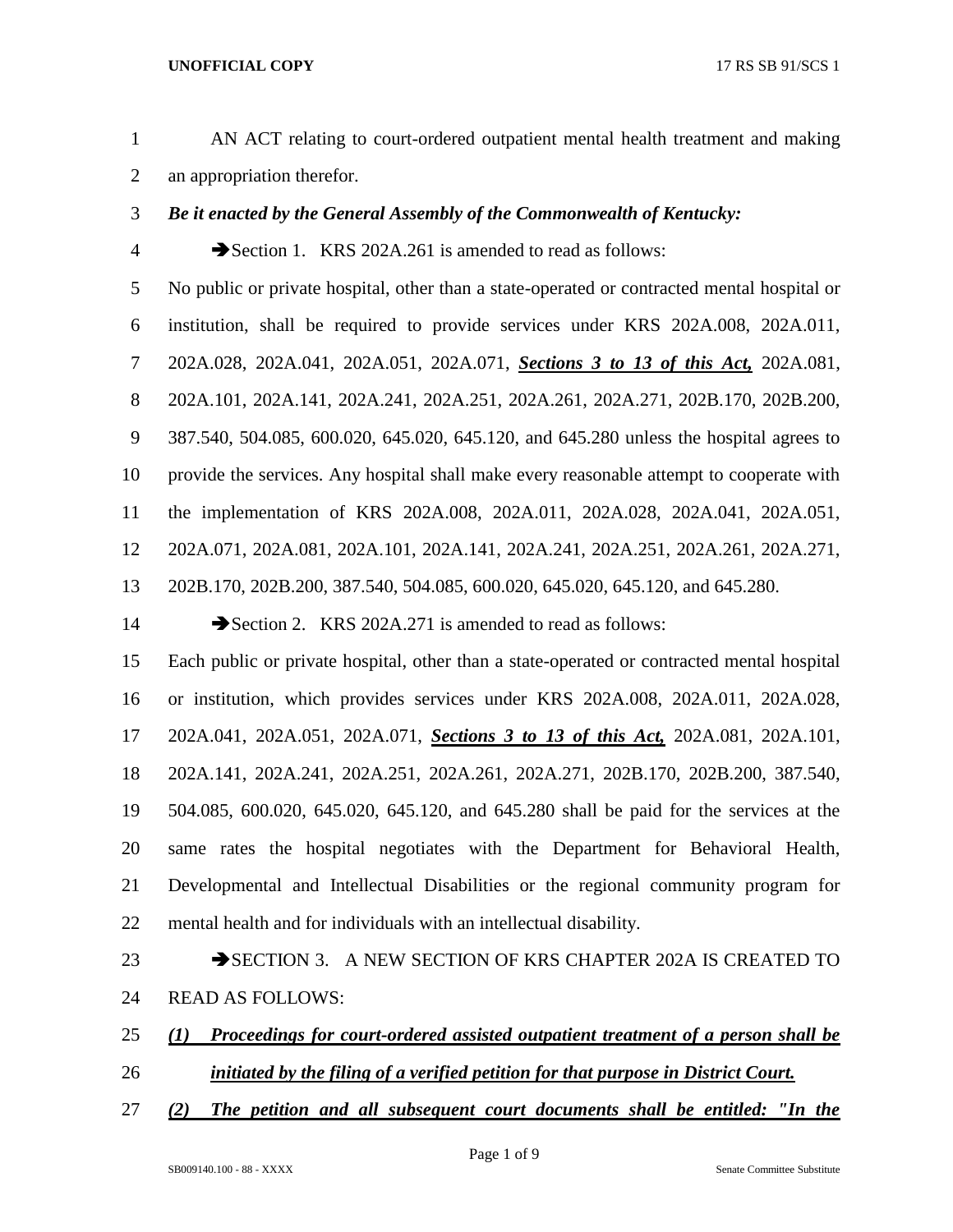AN ACT relating to court-ordered outpatient mental health treatment and making an appropriation therefor.

***Be it enacted by the General Assembly of the Commonwealth of Kentucky:***

➔Section 1. KRS 202A.261 is amended to read as follows:

No public or private hospital, other than a state-operated or contracted mental hospital or institution, shall be required to provide services under KRS 202A.008, 202A.011, 202A.028, 202A.041, 202A.051, 202A.071, ***<u>Sections 3 to 13 of this Act,</u>*** 202A.081, 202A.101, 202A.141, 202A.241, 202A.251, 202A.261, 202A.271, 202B.170, 202B.200, 387.540, 504.085, 600.020, 645.020, 645.120, and 645.280 unless the hospital agrees to provide the services. Any hospital shall make every reasonable attempt to cooperate with the implementation of KRS 202A.008, 202A.011, 202A.028, 202A.041, 202A.051, 202A.071, 202A.081, 202A.101, 202A.141, 202A.241, 202A.251, 202A.261, 202A.271, 202B.170, 202B.200, 387.540, 504.085, 600.020, 645.020, 645.120, and 645.280.

➔Section 2. KRS 202A.271 is amended to read as follows:

Each public or private hospital, other than a state-operated or contracted mental hospital or institution, which provides services under KRS 202A.008, 202A.011, 202A.028, 202A.041, 202A.051, 202A.071, ***<u>Sections 3 to 13 of this Act,</u>*** 202A.081, 202A.101, 202A.141, 202A.241, 202A.251, 202A.261, 202A.271, 202B.170, 202B.200, 387.540, 504.085, 600.020, 645.020, 645.120, and 645.280 shall be paid for the services at the same rates the hospital negotiates with the Department for Behavioral Health, Developmental and Intellectual Disabilities or the regional community program for mental health and for individuals with an intellectual disability.

➔SECTION 3. A NEW SECTION OF KRS CHAPTER 202A IS CREATED TO READ AS FOLLOWS:

***<u>(1) Proceedings for court-ordered assisted outpatient treatment of a person shall be initiated by the filing of a verified petition for that purpose in District Court.</u>***

***<u>(2) The petition and all subsequent court documents shall be entitled: "In the</u>***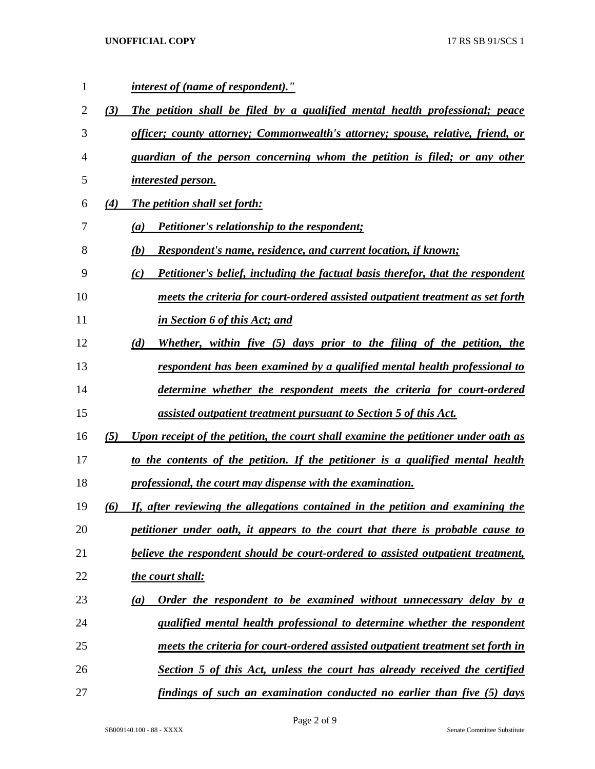*interest of (name of respondent)."*

*(3) The petition shall be filed by a qualified mental health professional; peace officer; county attorney; Commonwealth's attorney; spouse, relative, friend, or guardian of the person concerning whom the petition is filed; or any other interested person.*

*(4) The petition shall set forth:*

*(a) Petitioner's relationship to the respondent;*

*(b) Respondent's name, residence, and current location, if known;*

*(c) Petitioner's belief, including the factual basis therefor, that the respondent meets the criteria for court-ordered assisted outpatient treatment as set forth in Section 6 of this Act; and*

*(d) Whether, within five (5) days prior to the filing of the petition, the respondent has been examined by a qualified mental health professional to determine whether the respondent meets the criteria for court-ordered assisted outpatient treatment pursuant to Section 5 of this Act.*

*(5) Upon receipt of the petition, the court shall examine the petitioner under oath as to the contents of the petition. If the petitioner is a qualified mental health professional, the court may dispense with the examination.*

*(6) If, after reviewing the allegations contained in the petition and examining the petitioner under oath, it appears to the court that there is probable cause to believe the respondent should be court-ordered to assisted outpatient treatment, the court shall:*

*(a) Order the respondent to be examined without unnecessary delay by a qualified mental health professional to determine whether the respondent meets the criteria for court-ordered assisted outpatient treatment set forth in Section 5 of this Act, unless the court has already received the certified findings of such an examination conducted no earlier than five (5) days*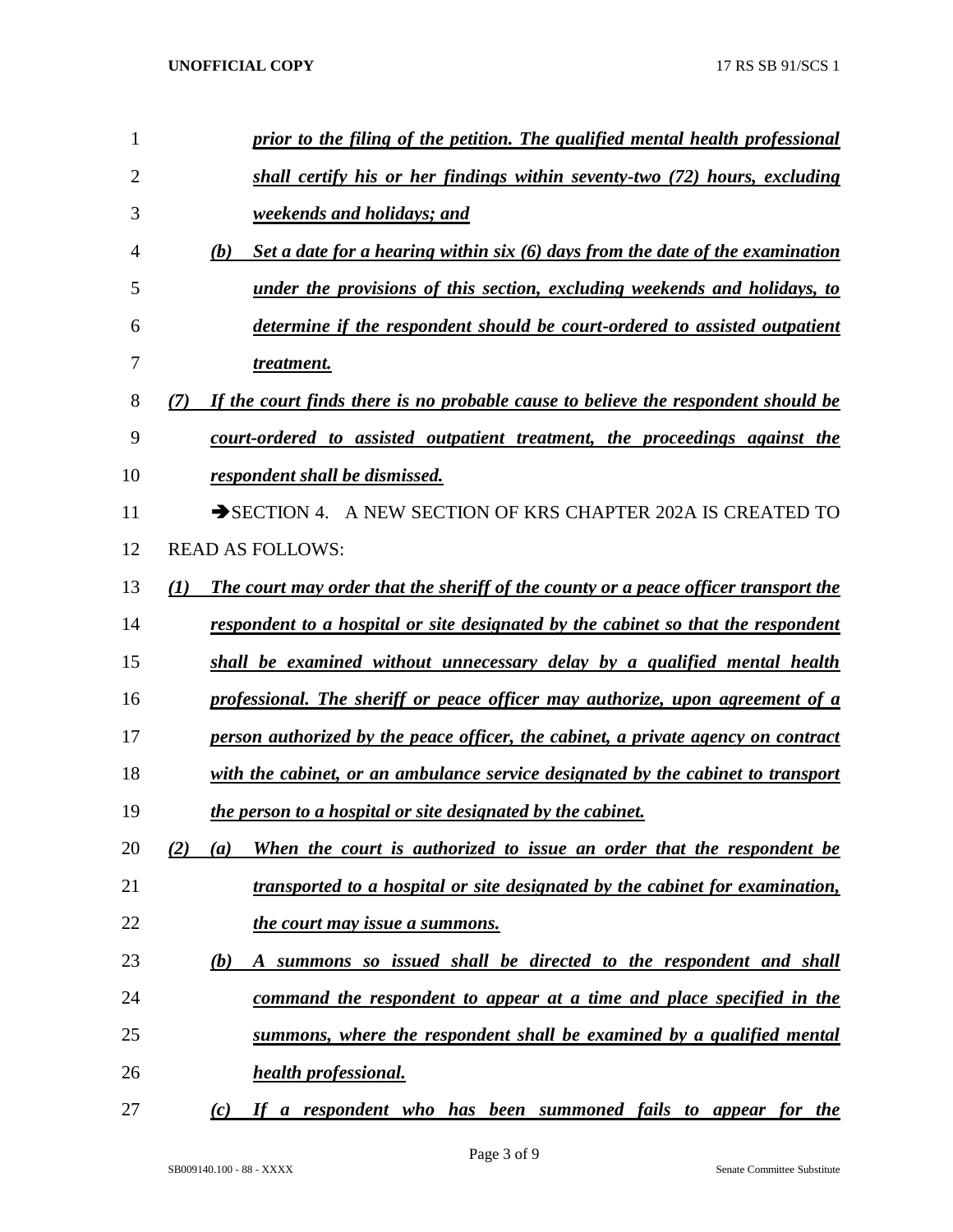*prior to the filing of the petition. The qualified mental health professional shall certify his or her findings within seventy-two (72) hours, excluding weekends and holidays; and*

*(b) Set a date for a hearing within six (6) days from the date of the examination under the provisions of this section, excluding weekends and holidays, to determine if the respondent should be court-ordered to assisted outpatient treatment.*

*(7) If the court finds there is no probable cause to believe the respondent should be court-ordered to assisted outpatient treatment, the proceedings against the respondent shall be dismissed.*

➔SECTION 4. A NEW SECTION OF KRS CHAPTER 202A IS CREATED TO READ AS FOLLOWS:

*(1) The court may order that the sheriff of the county or a peace officer transport the respondent to a hospital or site designated by the cabinet so that the respondent shall be examined without unnecessary delay by a qualified mental health professional. The sheriff or peace officer may authorize, upon agreement of a person authorized by the peace officer, the cabinet, a private agency on contract with the cabinet, or an ambulance service designated by the cabinet to transport the person to a hospital or site designated by the cabinet.*

*(2) (a) When the court is authorized to issue an order that the respondent be transported to a hospital or site designated by the cabinet for examination, the court may issue a summons.*

*(b) A summons so issued shall be directed to the respondent and shall command the respondent to appear at a time and place specified in the summons, where the respondent shall be examined by a qualified mental health professional.*

*(c) If a respondent who has been summoned fails to appear for the*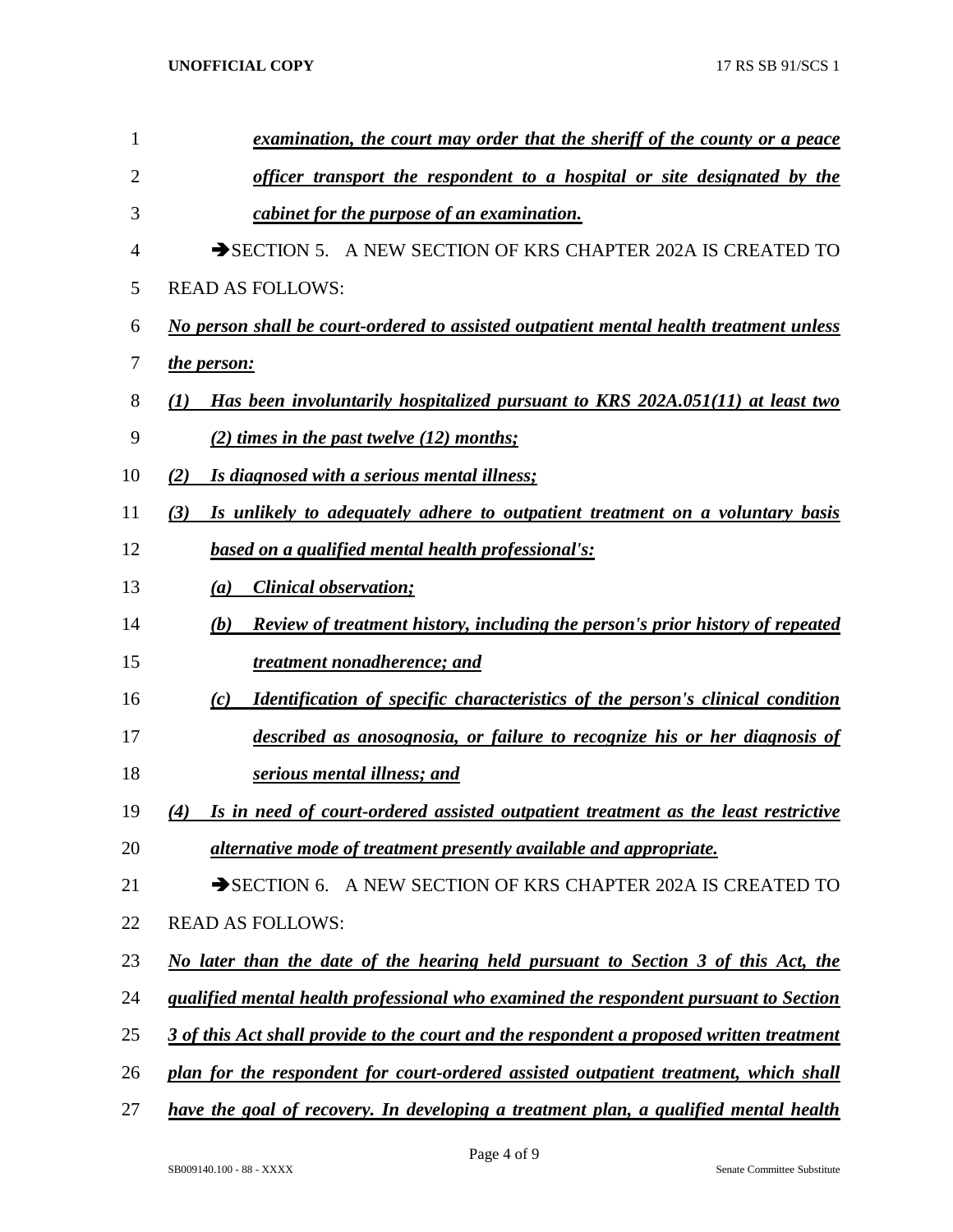*examination, the court may order that the sheriff of the county or a peace officer transport the respondent to a hospital or site designated by the cabinet for the purpose of an examination.*

➔SECTION 5. A NEW SECTION OF KRS CHAPTER 202A IS CREATED TO READ AS FOLLOWS:

*No person shall be court-ordered to assisted outpatient mental health treatment unless the person:*

*(1) Has been involuntarily hospitalized pursuant to KRS 202A.051(11) at least two (2) times in the past twelve (12) months;*

*(2) Is diagnosed with a serious mental illness;*

*(3) Is unlikely to adequately adhere to outpatient treatment on a voluntary basis based on a qualified mental health professional's:*

*(a) Clinical observation;*

*(b) Review of treatment history, including the person's prior history of repeated treatment nonadherence; and*

*(c) Identification of specific characteristics of the person's clinical condition described as anosognosia, or failure to recognize his or her diagnosis of serious mental illness; and*

*(4) Is in need of court-ordered assisted outpatient treatment as the least restrictive alternative mode of treatment presently available and appropriate.*

➔SECTION 6. A NEW SECTION OF KRS CHAPTER 202A IS CREATED TO READ AS FOLLOWS:

*No later than the date of the hearing held pursuant to Section 3 of this Act, the qualified mental health professional who examined the respondent pursuant to Section 3 of this Act shall provide to the court and the respondent a proposed written treatment plan for the respondent for court-ordered assisted outpatient treatment, which shall have the goal of recovery. In developing a treatment plan, a qualified mental health*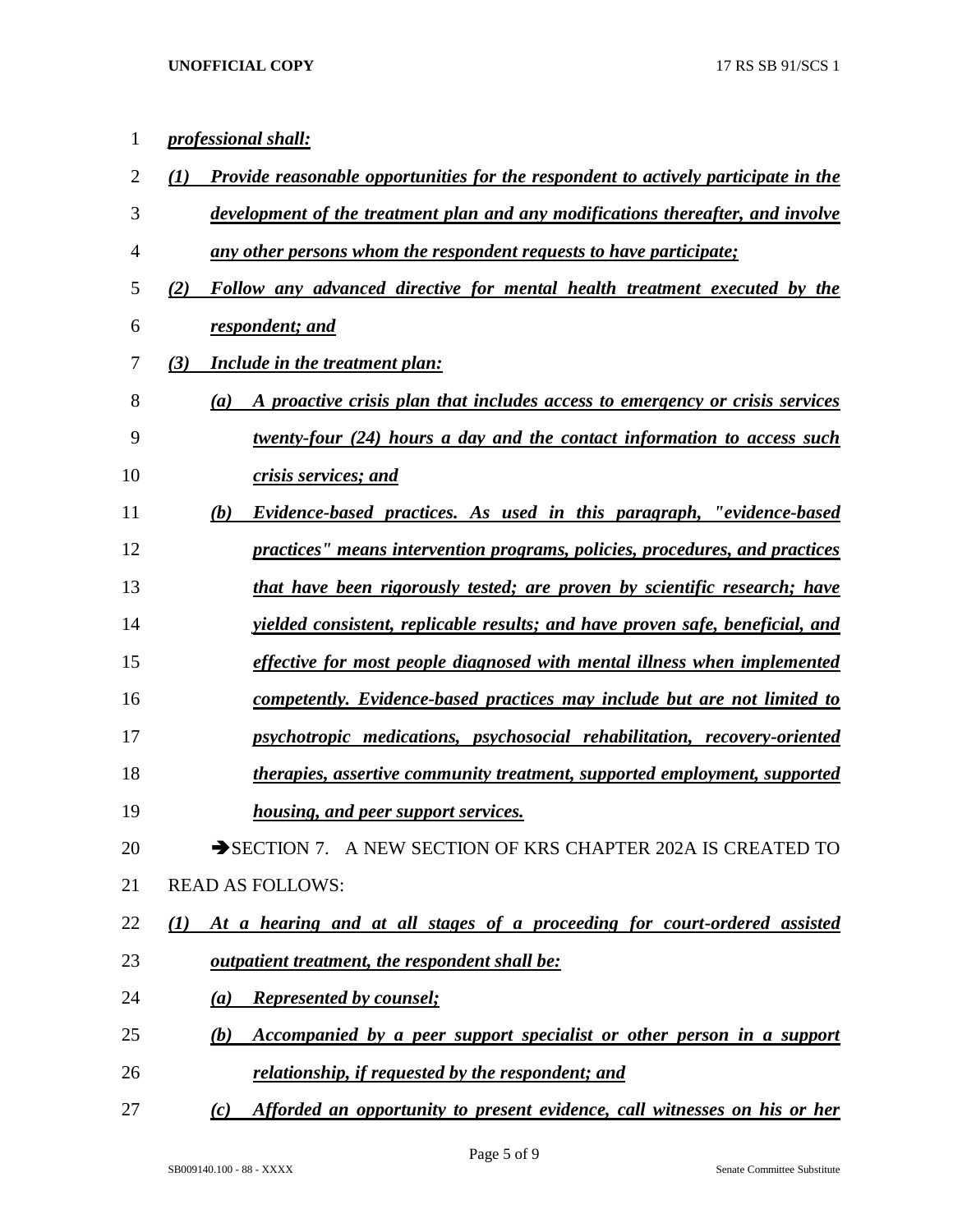***professional shall:***

***(1) Provide reasonable opportunities for the respondent to actively participate in the development of the treatment plan and any modifications thereafter, and involve any other persons whom the respondent requests to have participate;***

***(2) Follow any advanced directive for mental health treatment executed by the respondent; and***

***(3) Include in the treatment plan:***

***(a) A proactive crisis plan that includes access to emergency or crisis services twenty-four (24) hours a day and the contact information to access such crisis services; and***

***(b) Evidence-based practices. As used in this paragraph, "evidence-based practices" means intervention programs, policies, procedures, and practices that have been rigorously tested; are proven by scientific research; have yielded consistent, replicable results; and have proven safe, beneficial, and effective for most people diagnosed with mental illness when implemented competently. Evidence-based practices may include but are not limited to psychotropic medications, psychosocial rehabilitation, recovery-oriented therapies, assertive community treatment, supported employment, supported housing, and peer support services.***

➔SECTION 7. A NEW SECTION OF KRS CHAPTER 202A IS CREATED TO READ AS FOLLOWS:

***(1) At a hearing and at all stages of a proceeding for court-ordered assisted outpatient treatment, the respondent shall be:***

***(a) Represented by counsel;***

***(b) Accompanied by a peer support specialist or other person in a support relationship, if requested by the respondent; and***

***(c) Afforded an opportunity to present evidence, call witnesses on his or her***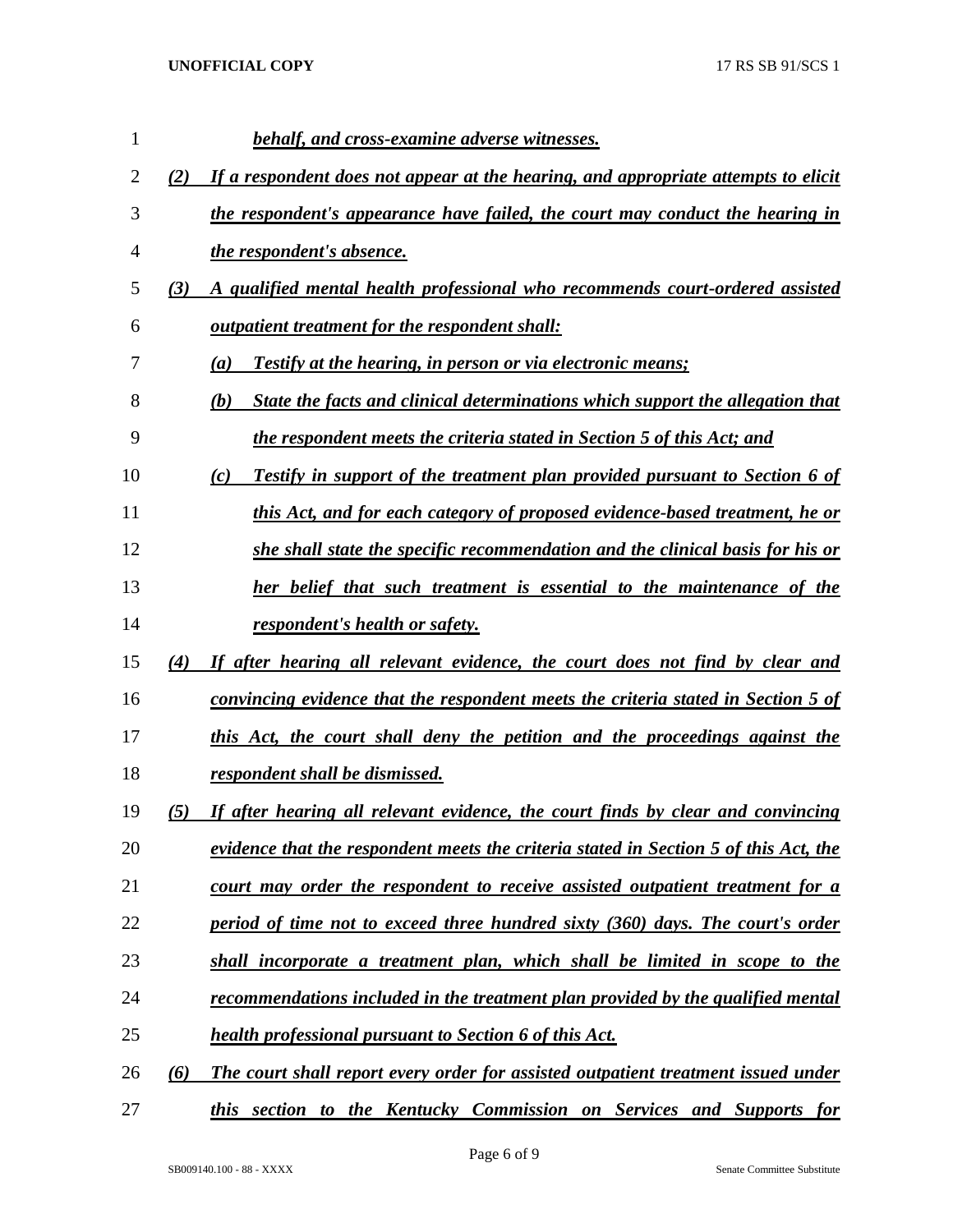*behalf, and cross-examine adverse witnesses.*

*(2) If a respondent does not appear at the hearing, and appropriate attempts to elicit the respondent's appearance have failed, the court may conduct the hearing in the respondent's absence.*

*(3) A qualified mental health professional who recommends court-ordered assisted outpatient treatment for the respondent shall:*

*(a) Testify at the hearing, in person or via electronic means;*

*(b) State the facts and clinical determinations which support the allegation that the respondent meets the criteria stated in Section 5 of this Act; and*

*(c) Testify in support of the treatment plan provided pursuant to Section 6 of this Act, and for each category of proposed evidence-based treatment, he or she shall state the specific recommendation and the clinical basis for his or her belief that such treatment is essential to the maintenance of the respondent's health or safety.*

*(4) If after hearing all relevant evidence, the court does not find by clear and convincing evidence that the respondent meets the criteria stated in Section 5 of this Act, the court shall deny the petition and the proceedings against the respondent shall be dismissed.*

*(5) If after hearing all relevant evidence, the court finds by clear and convincing evidence that the respondent meets the criteria stated in Section 5 of this Act, the court may order the respondent to receive assisted outpatient treatment for a period of time not to exceed three hundred sixty (360) days. The court's order shall incorporate a treatment plan, which shall be limited in scope to the recommendations included in the treatment plan provided by the qualified mental health professional pursuant to Section 6 of this Act.*

*(6) The court shall report every order for assisted outpatient treatment issued under this section to the Kentucky Commission on Services and Supports for*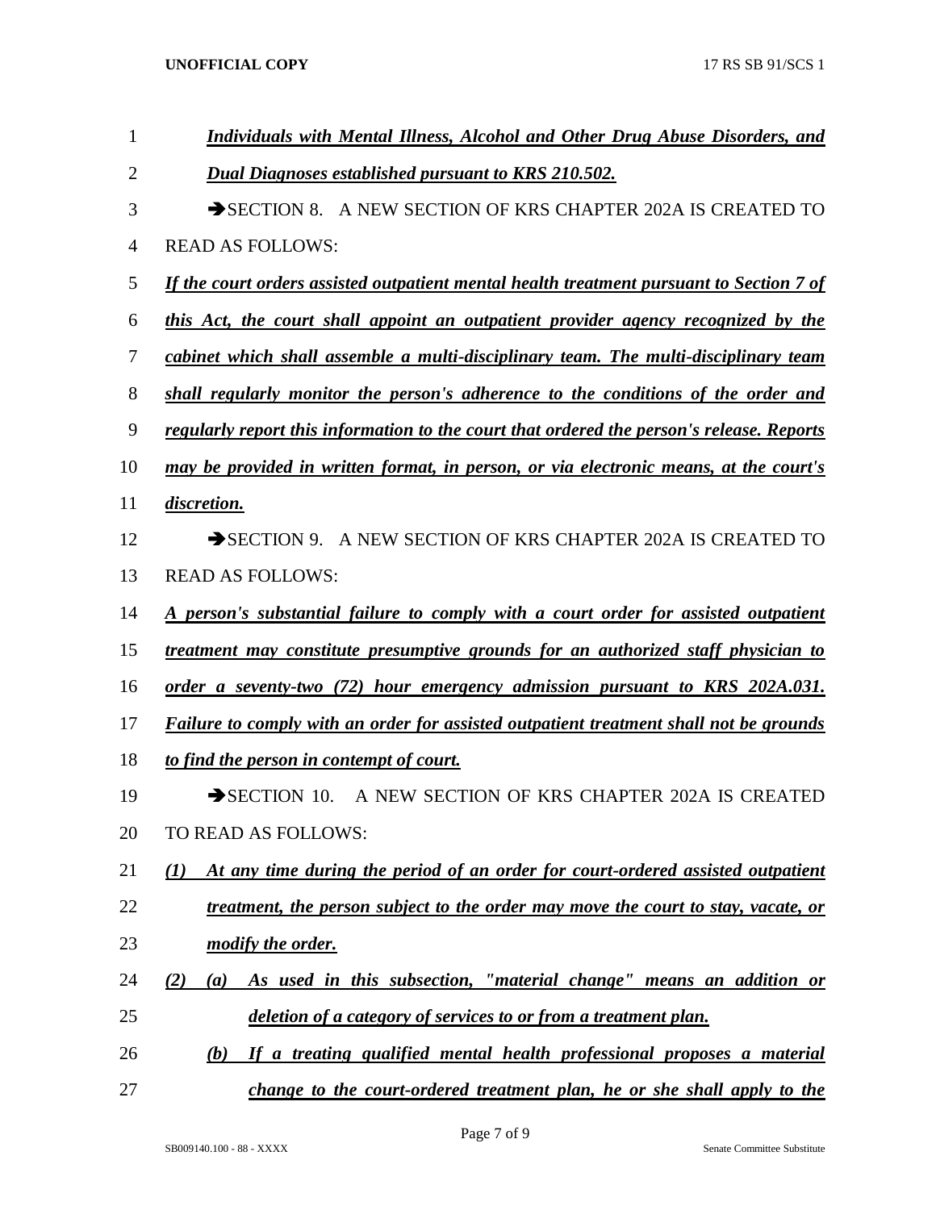***Individuals with Mental Illness, Alcohol and Other Drug Abuse Disorders, and Dual Diagnoses established pursuant to KRS 210.502.***

➔SECTION 8. A NEW SECTION OF KRS CHAPTER 202A IS CREATED TO READ AS FOLLOWS:

***If the court orders assisted outpatient mental health treatment pursuant to Section 7 of this Act, the court shall appoint an outpatient provider agency recognized by the cabinet which shall assemble a multi-disciplinary team. The multi-disciplinary team shall regularly monitor the person's adherence to the conditions of the order and regularly report this information to the court that ordered the person's release. Reports may be provided in written format, in person, or via electronic means, at the court's discretion.***

➔SECTION 9. A NEW SECTION OF KRS CHAPTER 202A IS CREATED TO READ AS FOLLOWS:

***A person's substantial failure to comply with a court order for assisted outpatient treatment may constitute presumptive grounds for an authorized staff physician to order a seventy-two (72) hour emergency admission pursuant to KRS 202A.031. Failure to comply with an order for assisted outpatient treatment shall not be grounds to find the person in contempt of court.***

➔SECTION 10. A NEW SECTION OF KRS CHAPTER 202A IS CREATED TO READ AS FOLLOWS:

***(1) At any time during the period of an order for court-ordered assisted outpatient treatment, the person subject to the order may move the court to stay, vacate, or modify the order.***

***(2) (a) As used in this subsection, "material change" means an addition or deletion of a category of services to or from a treatment plan.***

***(b) If a treating qualified mental health professional proposes a material change to the court-ordered treatment plan, he or she shall apply to the***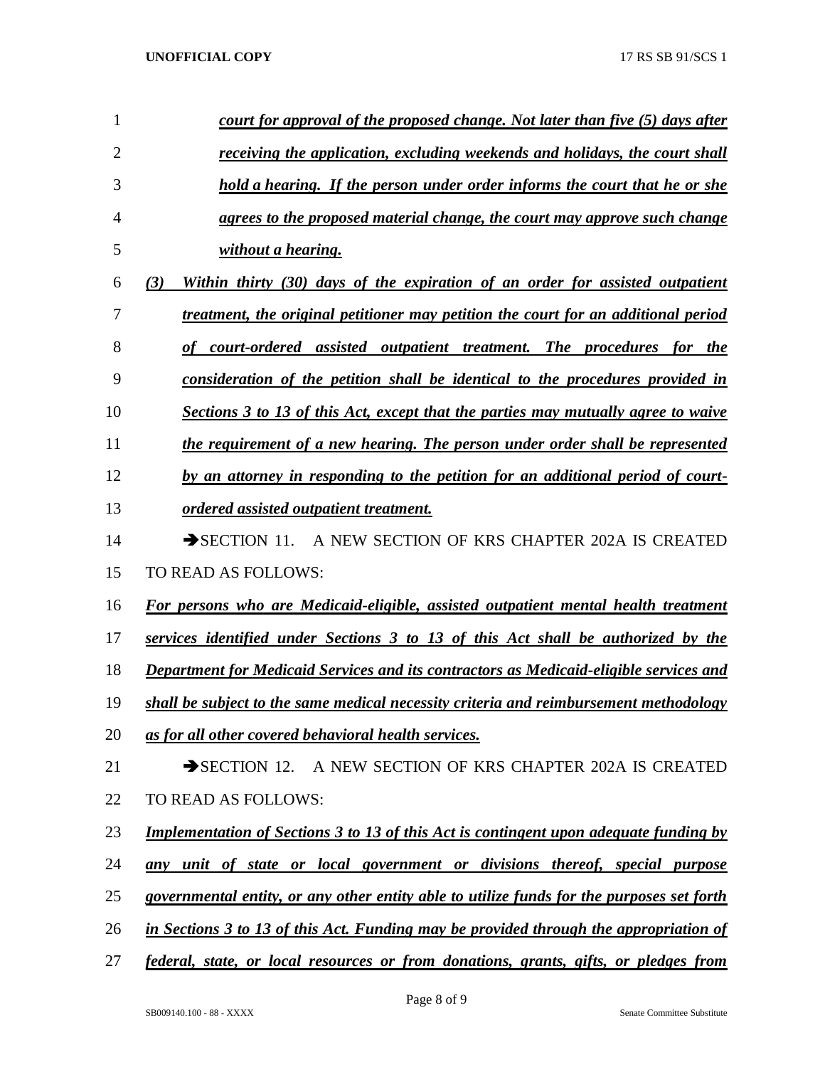*court for approval of the proposed change. Not later than five (5) days after receiving the application, excluding weekends and holidays, the court shall hold a hearing. If the person under order informs the court that he or she agrees to the proposed material change, the court may approve such change without a hearing.*

*(3) Within thirty (30) days of the expiration of an order for assisted outpatient treatment, the original petitioner may petition the court for an additional period of court-ordered assisted outpatient treatment. The procedures for the consideration of the petition shall be identical to the procedures provided in Sections 3 to 13 of this Act, except that the parties may mutually agree to waive the requirement of a new hearing. The person under order shall be represented by an attorney in responding to the petition for an additional period of court-ordered assisted outpatient treatment.*

➔SECTION 11. A NEW SECTION OF KRS CHAPTER 202A IS CREATED TO READ AS FOLLOWS:

*For persons who are Medicaid-eligible, assisted outpatient mental health treatment services identified under Sections 3 to 13 of this Act shall be authorized by the Department for Medicaid Services and its contractors as Medicaid-eligible services and shall be subject to the same medical necessity criteria and reimbursement methodology as for all other covered behavioral health services.*

➔SECTION 12. A NEW SECTION OF KRS CHAPTER 202A IS CREATED TO READ AS FOLLOWS:

*Implementation of Sections 3 to 13 of this Act is contingent upon adequate funding by any unit of state or local government or divisions thereof, special purpose governmental entity, or any other entity able to utilize funds for the purposes set forth in Sections 3 to 13 of this Act. Funding may be provided through the appropriation of federal, state, or local resources or from donations, grants, gifts, or pledges from*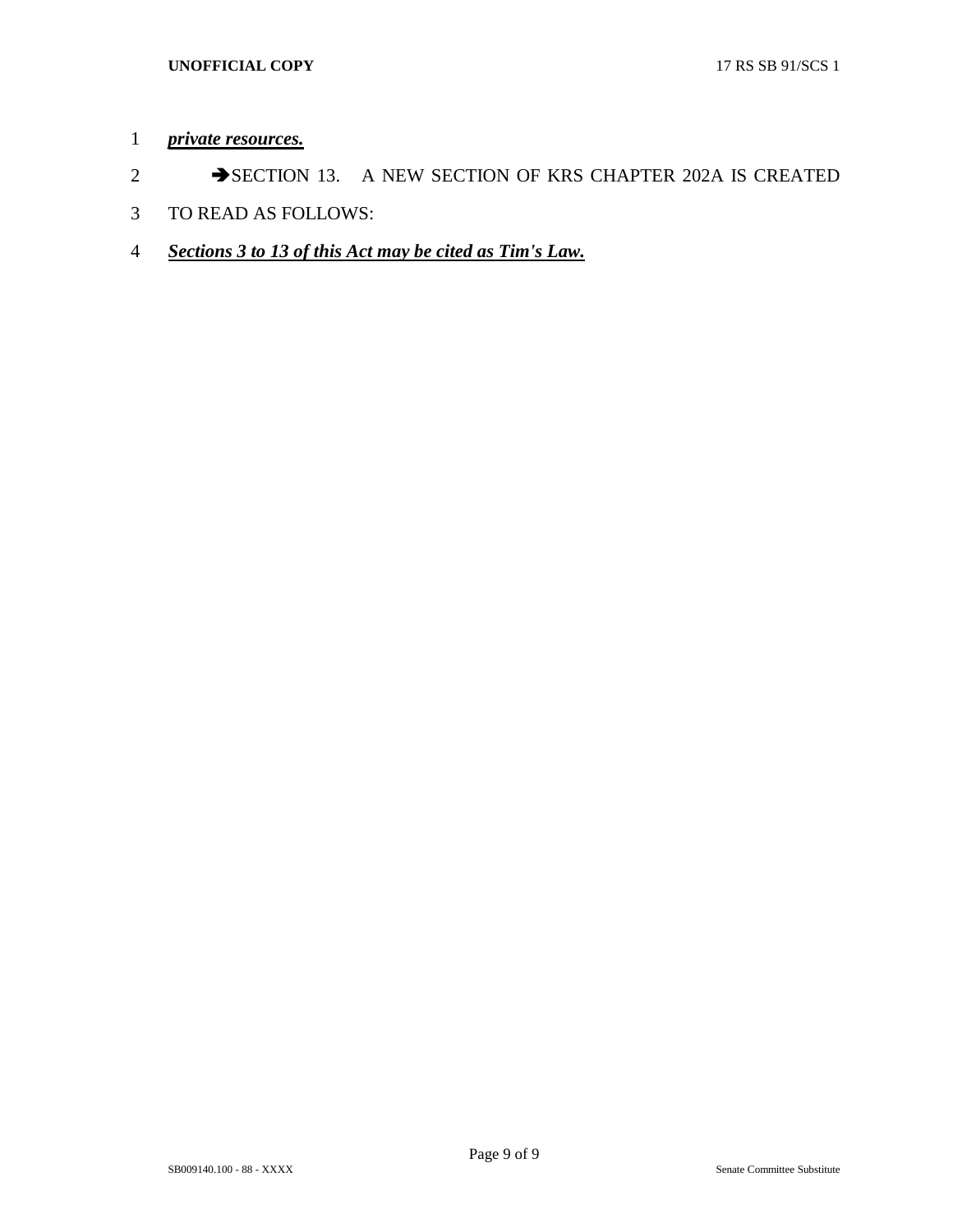***private resources.***

➔SECTION 13. A NEW SECTION OF KRS CHAPTER 202A IS CREATED TO READ AS FOLLOWS:

***Sections 3 to 13 of this Act may be cited as Tim's Law.***